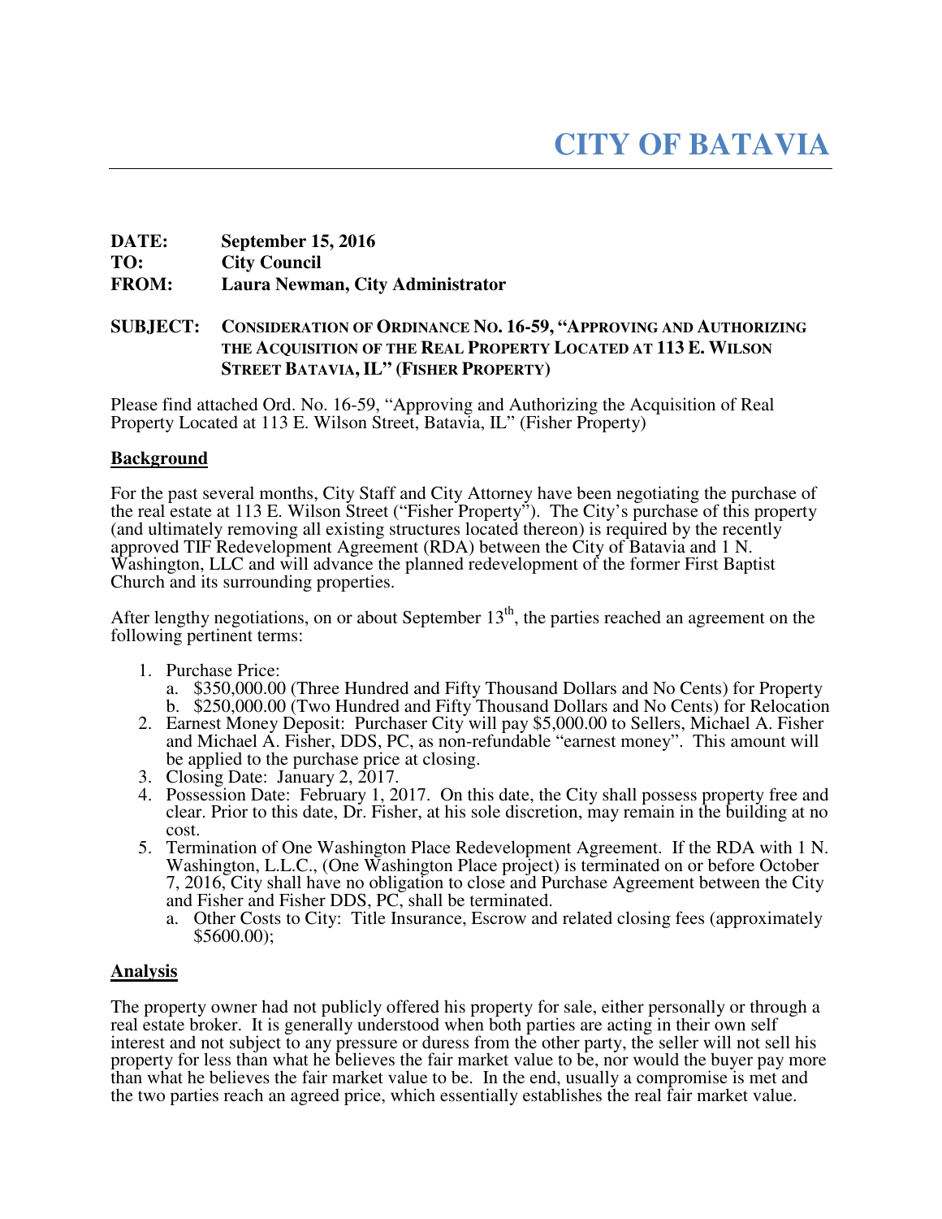# CITY OF BATAVIA

**DATE:** September 15, 2016
**TO:** City Council
**FROM:** Laura Newman, City Administrator

**SUBJECT:** **CONSIDERATION OF ORDINANCE NO. 16-59, "APPROVING AND AUTHORIZING THE ACQUISITION OF THE REAL PROPERTY LOCATED AT 113 E. WILSON STREET BATAVIA, IL" (FISHER PROPERTY)**

Please find attached Ord. No. 16-59, "Approving and Authorizing the Acquisition of Real Property Located at 113 E. Wilson Street, Batavia, IL" (Fisher Property)

## Background

For the past several months, City Staff and City Attorney have been negotiating the purchase of the real estate at 113 E. Wilson Street ("Fisher Property"). The City's purchase of this property (and ultimately removing all existing structures located thereon) is required by the recently approved TIF Redevelopment Agreement (RDA) between the City of Batavia and 1 N. Washington, LLC and will advance the planned redevelopment of the former First Baptist Church and its surrounding properties.

After lengthy negotiations, on or about September 13th, the parties reached an agreement on the following pertinent terms:

1. Purchase Price:
   a. $350,000.00 (Three Hundred and Fifty Thousand Dollars and No Cents) for Property
   b. $250,000.00 (Two Hundred and Fifty Thousand Dollars and No Cents) for Relocation
2. Earnest Money Deposit: Purchaser City will pay $5,000.00 to Sellers, Michael A. Fisher and Michael A. Fisher, DDS, PC, as non-refundable "earnest money". This amount will be applied to the purchase price at closing.
3. Closing Date: January 2, 2017.
4. Possession Date: February 1, 2017. On this date, the City shall possess property free and clear. Prior to this date, Dr. Fisher, at his sole discretion, may remain in the building at no cost.
5. Termination of One Washington Place Redevelopment Agreement. If the RDA with 1 N. Washington, L.L.C., (One Washington Place project) is terminated on or before October 7, 2016, City shall have no obligation to close and Purchase Agreement between the City and Fisher and Fisher DDS, PC, shall be terminated.
   a. Other Costs to City: Title Insurance, Escrow and related closing fees (approximately $5600.00);

## Analysis

The property owner had not publicly offered his property for sale, either personally or through a real estate broker. It is generally understood when both parties are acting in their own self interest and not subject to any pressure or duress from the other party, the seller will not sell his property for less than what he believes the fair market value to be, nor would the buyer pay more than what he believes the fair market value to be. In the end, usually a compromise is met and the two parties reach an agreed price, which essentially establishes the real fair market value.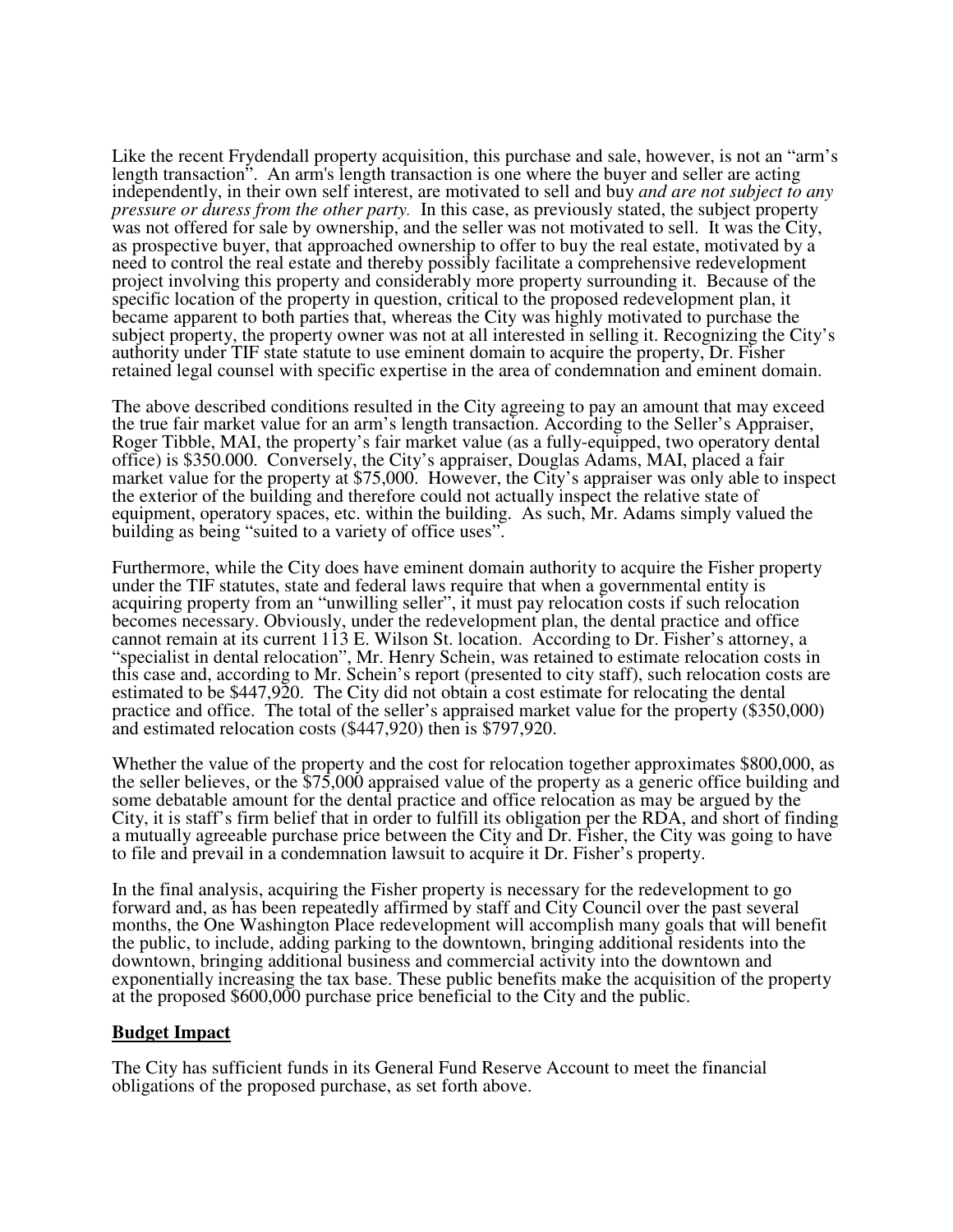Like the recent Frydendall property acquisition, this purchase and sale, however, is not an "arm's length transaction". An arm's length transaction is one where the buyer and seller are acting independently, in their own self interest, are motivated to sell and buy *and are not subject to any pressure or duress from the other party.* In this case, as previously stated, the subject property was not offered for sale by ownership, and the seller was not motivated to sell. It was the City, as prospective buyer, that approached ownership to offer to buy the real estate, motivated by a need to control the real estate and thereby possibly facilitate a comprehensive redevelopment project involving this property and considerably more property surrounding it. Because of the specific location of the property in question, critical to the proposed redevelopment plan, it became apparent to both parties that, whereas the City was highly motivated to purchase the subject property, the property owner was not at all interested in selling it. Recognizing the City's authority under TIF state statute to use eminent domain to acquire the property, Dr. Fisher retained legal counsel with specific expertise in the area of condemnation and eminent domain.

The above described conditions resulted in the City agreeing to pay an amount that may exceed the true fair market value for an arm's length transaction. According to the Seller's Appraiser, Roger Tibble, MAI, the property's fair market value (as a fully-equipped, two operatory dental office) is $350.000. Conversely, the City's appraiser, Douglas Adams, MAI, placed a fair market value for the property at $75,000. However, the City's appraiser was only able to inspect the exterior of the building and therefore could not actually inspect the relative state of equipment, operatory spaces, etc. within the building. As such, Mr. Adams simply valued the building as being "suited to a variety of office uses".

Furthermore, while the City does have eminent domain authority to acquire the Fisher property under the TIF statutes, state and federal laws require that when a governmental entity is acquiring property from an "unwilling seller", it must pay relocation costs if such relocation becomes necessary. Obviously, under the redevelopment plan, the dental practice and office cannot remain at its current 113 E. Wilson St. location. According to Dr. Fisher's attorney, a "specialist in dental relocation", Mr. Henry Schein, was retained to estimate relocation costs in this case and, according to Mr. Schein's report (presented to city staff), such relocation costs are estimated to be $447,920. The City did not obtain a cost estimate for relocating the dental practice and office. The total of the seller's appraised market value for the property ($350,000) and estimated relocation costs ($447,920) then is $797,920.

Whether the value of the property and the cost for relocation together approximates $800,000, as the seller believes, or the $75,000 appraised value of the property as a generic office building and some debatable amount for the dental practice and office relocation as may be argued by the City, it is staff's firm belief that in order to fulfill its obligation per the RDA, and short of finding a mutually agreeable purchase price between the City and Dr. Fisher, the City was going to have to file and prevail in a condemnation lawsuit to acquire it Dr. Fisher's property.

In the final analysis, acquiring the Fisher property is necessary for the redevelopment to go forward and, as has been repeatedly affirmed by staff and City Council over the past several months, the One Washington Place redevelopment will accomplish many goals that will benefit the public, to include, adding parking to the downtown, bringing additional residents into the downtown, bringing additional business and commercial activity into the downtown and exponentially increasing the tax base. These public benefits make the acquisition of the property at the proposed $600,000 purchase price beneficial to the City and the public.

**Budget Impact**

The City has sufficient funds in its General Fund Reserve Account to meet the financial obligations of the proposed purchase, as set forth above.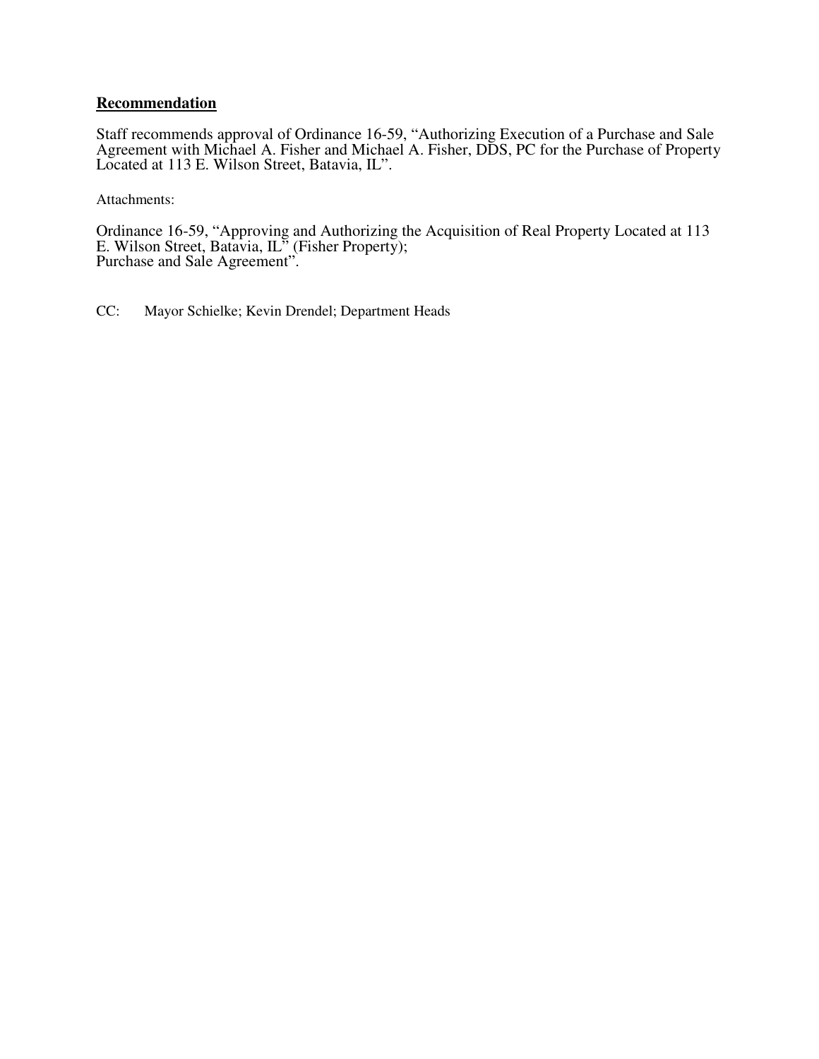## Recommendation

Staff recommends approval of Ordinance 16-59, "Authorizing Execution of a Purchase and Sale Agreement with Michael A. Fisher and Michael A. Fisher, DDS, PC for the Purchase of Property Located at 113 E. Wilson Street, Batavia, IL".

Attachments:

Ordinance 16-59, "Approving and Authorizing the Acquisition of Real Property Located at 113 E. Wilson Street, Batavia, IL" (Fisher Property);
Purchase and Sale Agreement".

CC: Mayor Schielke; Kevin Drendel; Department Heads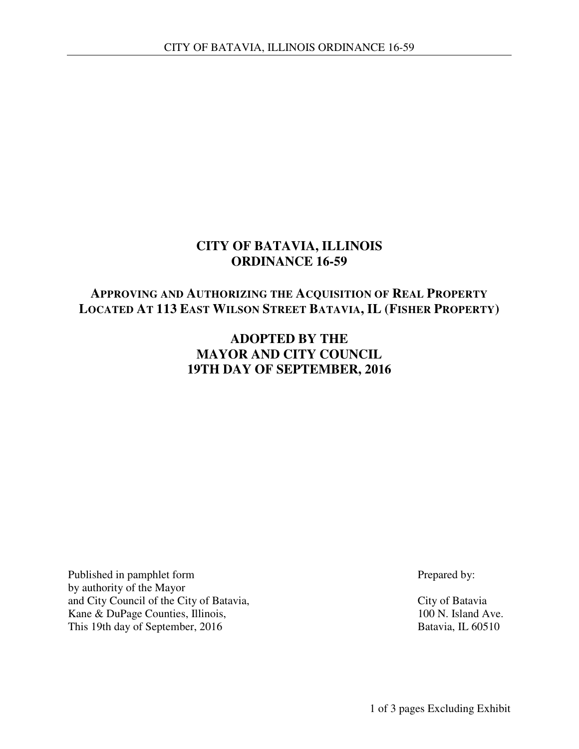# CITY OF BATAVIA, ILLINOIS
# ORDINANCE 16-59

## APPROVING AND AUTHORIZING THE ACQUISITION OF REAL PROPERTY LOCATED AT 113 EAST WILSON STREET BATAVIA, IL (FISHER PROPERTY)

## ADOPTED BY THE MAYOR AND CITY COUNCIL 19TH DAY OF SEPTEMBER, 2016

Published in pamphlet form
by authority of the Mayor
and City Council of the City of Batavia,
Kane & DuPage Counties, Illinois,
This 19th day of September, 2016

Prepared by:

City of Batavia
100 N. Island Ave.
Batavia, IL 60510

1 of 3 pages Excluding Exhibit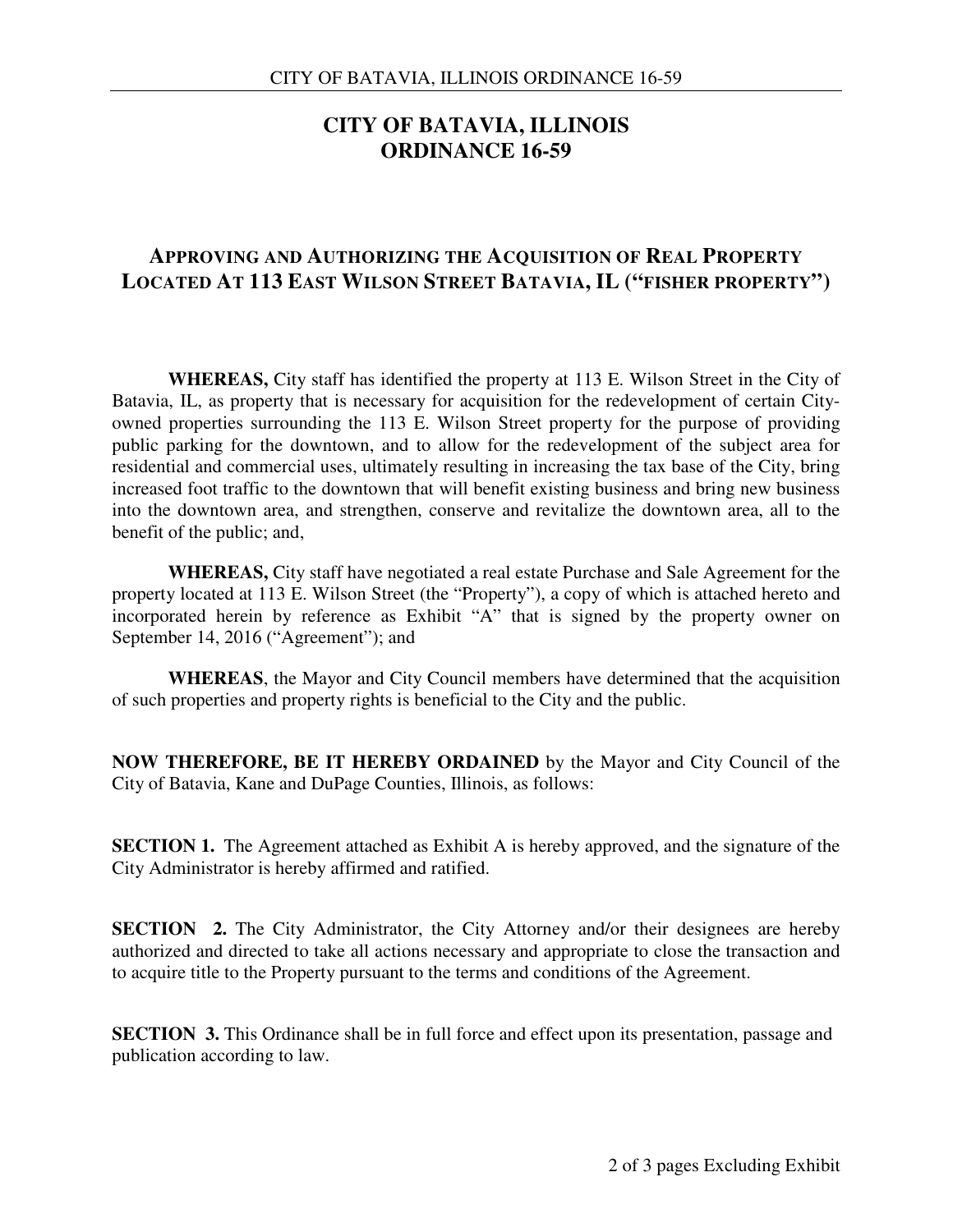# CITY OF BATAVIA, ILLINOIS
# ORDINANCE 16-59

## APPROVING AND AUTHORIZING THE ACQUISITION OF REAL PROPERTY LOCATED AT 113 EAST WILSON STREET BATAVIA, IL ("FISHER PROPERTY")

**WHEREAS,** City staff has identified the property at 113 E. Wilson Street in the City of Batavia, IL, as property that is necessary for acquisition for the redevelopment of certain City-owned properties surrounding the 113 E. Wilson Street property for the purpose of providing public parking for the downtown, and to allow for the redevelopment of the subject area for residential and commercial uses, ultimately resulting in increasing the tax base of the City, bring increased foot traffic to the downtown that will benefit existing business and bring new business into the downtown area, and strengthen, conserve and revitalize the downtown area, all to the benefit of the public; and,

**WHEREAS,** City staff have negotiated a real estate Purchase and Sale Agreement for the property located at 113 E. Wilson Street (the "Property"), a copy of which is attached hereto and incorporated herein by reference as Exhibit "A" that is signed by the property owner on September 14, 2016 ("Agreement"); and

**WHEREAS**, the Mayor and City Council members have determined that the acquisition of such properties and property rights is beneficial to the City and the public.

**NOW THEREFORE, BE IT HEREBY ORDAINED** by the Mayor and City Council of the City of Batavia, Kane and DuPage Counties, Illinois, as follows:

**SECTION 1.** The Agreement attached as Exhibit A is hereby approved, and the signature of the City Administrator is hereby affirmed and ratified.

**SECTION 2.** The City Administrator, the City Attorney and/or their designees are hereby authorized and directed to take all actions necessary and appropriate to close the transaction and to acquire title to the Property pursuant to the terms and conditions of the Agreement.

**SECTION 3.** This Ordinance shall be in full force and effect upon its presentation, passage and publication according to law.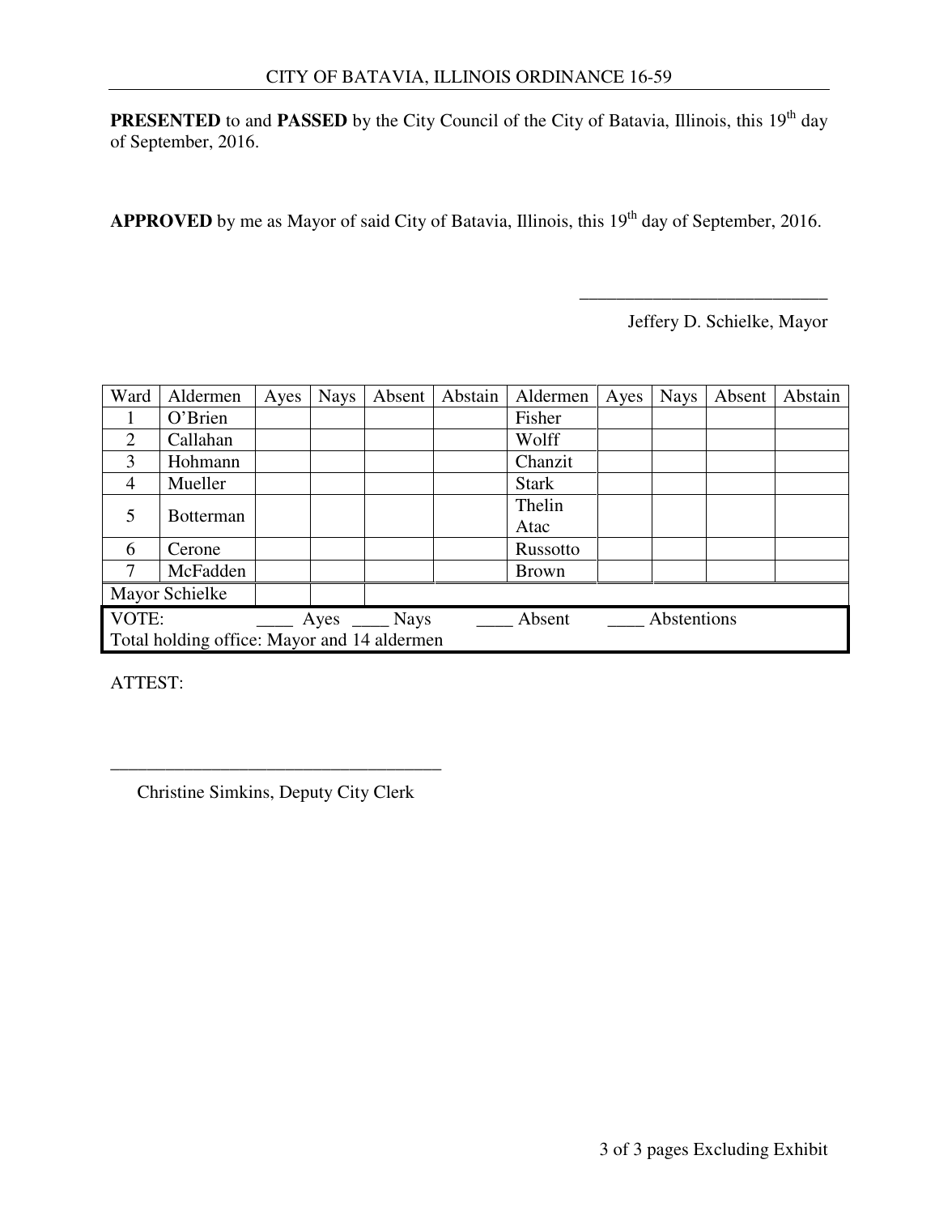**PRESENTED** to and **PASSED** by the City Council of the City of Batavia, Illinois, this 19th day of September, 2016.

**APPROVED** by me as Mayor of said City of Batavia, Illinois, this 19th day of September, 2016.

\_\_\_\_\_\_\_\_\_\_\_\_\_\_\_\_\_\_\_\_\_\_\_\_\_\_\_

Jeffery D. Schielke, Mayor

| Ward | Aldermen | Ayes | Nays | Absent | Abstain | Aldermen | Ayes | Nays | Absent | Abstain |
|---|---|---|---|---|---|---|---|---|---|---|
| 1 | O'Brien | | | | | Fisher | | | | |
| 2 | Callahan | | | | | Wolff | | | | |
| 3 | Hohmann | | | | | Chanzit | | | | |
| 4 | Mueller | | | | | Stark | | | | |
| 5 | Botterman | | | | | Thelin Atac | | | | |
| 6 | Cerone | | | | | Russotto | | | | |
| 7 | McFadden | | | | | Brown | | | | |
| Mayor Schielke | | | | | | | | | | |

VOTE: \_\_\_\_ Ayes \_\_\_\_ Nays \_\_\_\_ Absent \_\_\_\_ Abstentions
Total holding office: Mayor and 14 aldermen

ATTEST:

\_\_\_\_\_\_\_\_\_\_\_\_\_\_\_\_\_\_\_\_\_\_\_\_\_\_\_\_\_\_\_\_\_\_\_\_

Christine Simkins, Deputy City Clerk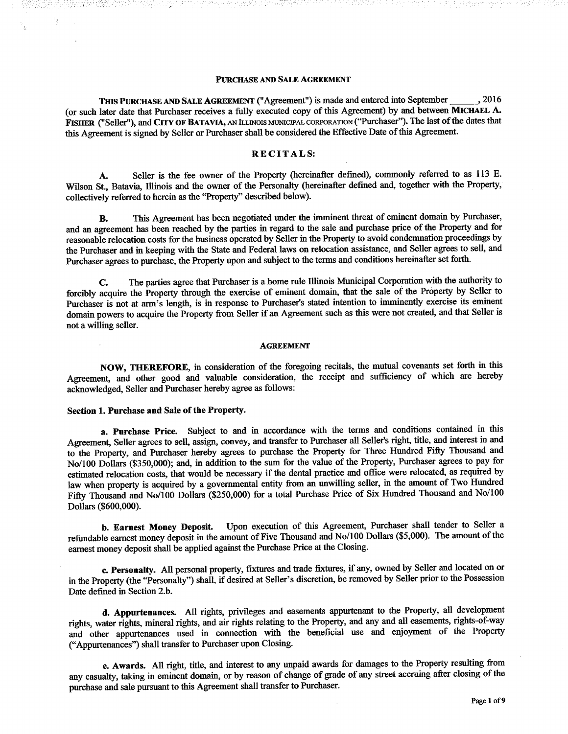**PURCHASE AND SALE AGREEMENT**

**THIS PURCHASE AND SALE AGREEMENT** ("Agreement") is made and entered into September ______, 2016 (or such later date that Purchaser receives a fully executed copy of this Agreement) by and between **MICHAEL A. FISHER** ("Seller"), and **CITY OF BATAVIA,** AN ILLINOIS MUNICIPAL CORPORATION ("Purchaser"). The last of the dates that this Agreement is signed by Seller or Purchaser shall be considered the Effective Date of this Agreement.

## RECITALS:

**A.** Seller is the fee owner of the Property (hereinafter defined), commonly referred to as 113 E. Wilson St., Batavia, Illinois and the owner of the Personalty (hereinafter defined and, together with the Property, collectively referred to herein as the "Property" described below).

**B.** This Agreement has been negotiated under the imminent threat of eminent domain by Purchaser, and an agreement has been reached by the parties in regard to the sale and purchase price of the Property and for reasonable relocation costs for the business operated by Seller in the Property to avoid condemnation proceedings by the Purchaser and in keeping with the State and Federal laws on relocation assistance, and Seller agrees to sell, and Purchaser agrees to purchase, the Property upon and subject to the terms and conditions hereinafter set forth.

**C.** The parties agree that Purchaser is a home rule Illinois Municipal Corporation with the authority to forcibly acquire the Property through the exercise of eminent domain, that the sale of the Property by Seller to Purchaser is not at arm's length, is in response to Purchaser's stated intention to imminently exercise its eminent domain powers to acquire the Property from Seller if an Agreement such as this were not created, and that Seller is not a willing seller.

## AGREEMENT

**NOW, THEREFORE,** in consideration of the foregoing recitals, the mutual covenants set forth in this Agreement, and other good and valuable consideration, the receipt and sufficiency of which are hereby acknowledged, Seller and Purchaser hereby agree as follows:

**Section 1. Purchase and Sale of the Property.**

**a. Purchase Price.** Subject to and in accordance with the terms and conditions contained in this Agreement, Seller agrees to sell, assign, convey, and transfer to Purchaser all Seller's right, title, and interest in and to the Property, and Purchaser hereby agrees to purchase the Property for Three Hundred Fifty Thousand and No/100 Dollars ($350,000); and, in addition to the sum for the value of the Property, Purchaser agrees to pay for estimated relocation costs, that would be necessary if the dental practice and office were relocated, as required by law when property is acquired by a governmental entity from an unwilling seller, in the amount of Two Hundred Fifty Thousand and No/100 Dollars ($250,000) for a total Purchase Price of Six Hundred Thousand and No/100 Dollars ($600,000).

**b. Earnest Money Deposit.** Upon execution of this Agreement, Purchaser shall tender to Seller a refundable earnest money deposit in the amount of Five Thousand and No/100 Dollars ($5,000). The amount of the earnest money deposit shall be applied against the Purchase Price at the Closing.

**c. Personalty.** All personal property, fixtures and trade fixtures, if any, owned by Seller and located on or in the Property (the "Personalty") shall, if desired at Seller's discretion, be removed by Seller prior to the Possession Date defined in Section 2.b.

**d. Appurtenances.** All rights, privileges and easements appurtenant to the Property, all development rights, water rights, mineral rights, and air rights relating to the Property, and any and all easements, rights-of-way and other appurtenances used in connection with the beneficial use and enjoyment of the Property ("Appurtenances") shall transfer to Purchaser upon Closing.

**e. Awards.** All right, title, and interest to any unpaid awards for damages to the Property resulting from any casualty, taking in eminent domain, or by reason of change of grade of any street accruing after closing of the purchase and sale pursuant to this Agreement shall transfer to Purchaser.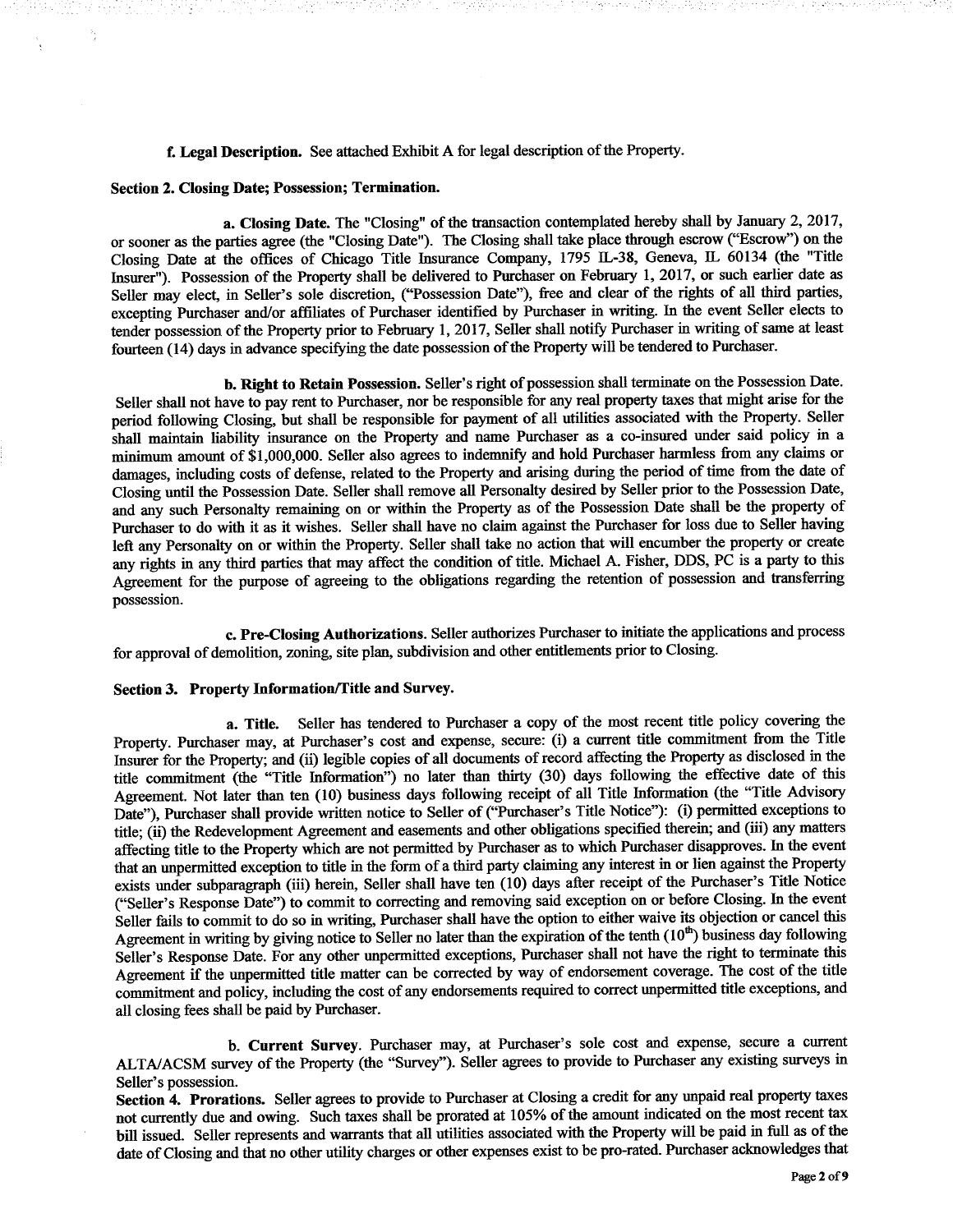**f. Legal Description.** See attached Exhibit A for legal description of the Property.

**Section 2. Closing Date; Possession; Termination.**

**a. Closing Date.** The "Closing" of the transaction contemplated hereby shall by January 2, 2017, or sooner as the parties agree (the "Closing Date"). The Closing shall take place through escrow ("Escrow") on the Closing Date at the offices of Chicago Title Insurance Company, 1795 IL-38, Geneva, IL 60134 (the "Title Insurer"). Possession of the Property shall be delivered to Purchaser on February 1, 2017, or such earlier date as Seller may elect, in Seller's sole discretion, ("Possession Date"), free and clear of the rights of all third parties, excepting Purchaser and/or affiliates of Purchaser identified by Purchaser in writing. In the event Seller elects to tender possession of the Property prior to February 1, 2017, Seller shall notify Purchaser in writing of same at least fourteen (14) days in advance specifying the date possession of the Property will be tendered to Purchaser.

**b. Right to Retain Possession.** Seller's right of possession shall terminate on the Possession Date. Seller shall not have to pay rent to Purchaser, nor be responsible for any real property taxes that might arise for the period following Closing, but shall be responsible for payment of all utilities associated with the Property. Seller shall maintain liability insurance on the Property and name Purchaser as a co-insured under said policy in a minimum amount of $1,000,000. Seller also agrees to indemnify and hold Purchaser harmless from any claims or damages, including costs of defense, related to the Property and arising during the period of time from the date of Closing until the Possession Date. Seller shall remove all Personalty desired by Seller prior to the Possession Date, and any such Personalty remaining on or within the Property as of the Possession Date shall be the property of Purchaser to do with it as it wishes. Seller shall have no claim against the Purchaser for loss due to Seller having left any Personalty on or within the Property. Seller shall take no action that will encumber the property or create any rights in any third parties that may affect the condition of title. Michael A. Fisher, DDS, PC is a party to this Agreement for the purpose of agreeing to the obligations regarding the retention of possession and transferring possession.

**c. Pre-Closing Authorizations.** Seller authorizes Purchaser to initiate the applications and process for approval of demolition, zoning, site plan, subdivision and other entitlements prior to Closing.

**Section 3. Property Information/Title and Survey.**

**a. Title.** Seller has tendered to Purchaser a copy of the most recent title policy covering the Property. Purchaser may, at Purchaser's cost and expense, secure: (i) a current title commitment from the Title Insurer for the Property; and (ii) legible copies of all documents of record affecting the Property as disclosed in the title commitment (the "Title Information") no later than thirty (30) days following the effective date of this Agreement. Not later than ten (10) business days following receipt of all Title Information (the "Title Advisory Date"), Purchaser shall provide written notice to Seller of ("Purchaser's Title Notice"): (i) permitted exceptions to title; (ii) the Redevelopment Agreement and easements and other obligations specified therein; and (iii) any matters affecting title to the Property which are not permitted by Purchaser as to which Purchaser disapproves. In the event that an unpermitted exception to title in the form of a third party claiming any interest in or lien against the Property exists under subparagraph (iii) herein, Seller shall have ten (10) days after receipt of the Purchaser's Title Notice ("Seller's Response Date") to commit to correcting and removing said exception on or before Closing. In the event Seller fails to commit to do so in writing, Purchaser shall have the option to either waive its objection or cancel this Agreement in writing by giving notice to Seller no later than the expiration of the tenth (10th) business day following Seller's Response Date. For any other unpermitted exceptions, Purchaser shall not have the right to terminate this Agreement if the unpermitted title matter can be corrected by way of endorsement coverage. The cost of the title commitment and policy, including the cost of any endorsements required to correct unpermitted title exceptions, and all closing fees shall be paid by Purchaser.

**b. Current Survey.** Purchaser may, at Purchaser's sole cost and expense, secure a current ALTA/ACSM survey of the Property (the "Survey"). Seller agrees to provide to Purchaser any existing surveys in Seller's possession.

**Section 4. Prorations.** Seller agrees to provide to Purchaser at Closing a credit for any unpaid real property taxes not currently due and owing. Such taxes shall be prorated at 105% of the amount indicated on the most recent tax bill issued. Seller represents and warrants that all utilities associated with the Property will be paid in full as of the date of Closing and that no other utility charges or other expenses exist to be pro-rated. Purchaser acknowledges that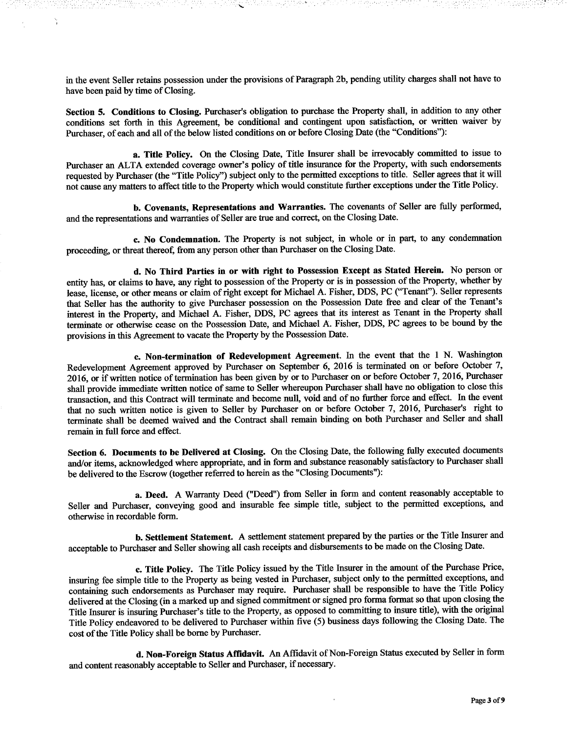in the event Seller retains possession under the provisions of Paragraph 2b, pending utility charges shall not have to have been paid by time of Closing.

**Section 5. Conditions to Closing.** Purchaser's obligation to purchase the Property shall, in addition to any other conditions set forth in this Agreement, be conditional and contingent upon satisfaction, or written waiver by Purchaser, of each and all of the below listed conditions on or before Closing Date (the "Conditions"):

**a. Title Policy.** On the Closing Date, Title Insurer shall be irrevocably committed to issue to Purchaser an ALTA extended coverage owner's policy of title insurance for the Property, with such endorsements requested by Purchaser (the "Title Policy") subject only to the permitted exceptions to title. Seller agrees that it will not cause any matters to affect title to the Property which would constitute further exceptions under the Title Policy.

**b. Covenants, Representations and Warranties.** The covenants of Seller are fully performed, and the representations and warranties of Seller are true and correct, on the Closing Date.

**c. No Condemnation.** The Property is not subject, in whole or in part, to any condemnation proceeding, or threat thereof, from any person other than Purchaser on the Closing Date.

**d. No Third Parties in or with right to Possession Except as Stated Herein.** No person or entity has, or claims to have, any right to possession of the Property or is in possession of the Property, whether by lease, license, or other means or claim of right except for Michael A. Fisher, DDS, PC ("Tenant"). Seller represents that Seller has the authority to give Purchaser possession on the Possession Date free and clear of the Tenant's interest in the Property, and Michael A. Fisher, DDS, PC agrees that its interest as Tenant in the Property shall terminate or otherwise cease on the Possession Date, and Michael A. Fisher, DDS, PC agrees to be bound by the provisions in this Agreement to vacate the Property by the Possession Date.

**e. Non-termination of Redevelopment Agreement.** In the event that the 1 N. Washington Redevelopment Agreement approved by Purchaser on September 6, 2016 is terminated on or before October 7, 2016, or if written notice of termination has been given by or to Purchaser on or before October 7, 2016, Purchaser shall provide immediate written notice of same to Seller whereupon Purchaser shall have no obligation to close this transaction, and this Contract will terminate and become null, void and of no further force and effect. In the event that no such written notice is given to Seller by Purchaser on or before October 7, 2016, Purchaser's right to terminate shall be deemed waived and the Contract shall remain binding on both Purchaser and Seller and shall remain in full force and effect.

**Section 6. Documents to be Delivered at Closing.** On the Closing Date, the following fully executed documents and/or items, acknowledged where appropriate, and in form and substance reasonably satisfactory to Purchaser shall be delivered to the Escrow (together referred to herein as the "Closing Documents"):

**a. Deed.** A Warranty Deed ("Deed") from Seller in form and content reasonably acceptable to Seller and Purchaser, conveying good and insurable fee simple title, subject to the permitted exceptions, and otherwise in recordable form.

**b. Settlement Statement.** A settlement statement prepared by the parties or the Title Insurer and acceptable to Purchaser and Seller showing all cash receipts and disbursements to be made on the Closing Date.

**c. Title Policy.** The Title Policy issued by the Title Insurer in the amount of the Purchase Price, insuring fee simple title to the Property as being vested in Purchaser, subject only to the permitted exceptions, and containing such endorsements as Purchaser may require. Purchaser shall be responsible to have the Title Policy delivered at the Closing (in a marked up and signed commitment or signed pro forma format so that upon closing the Title Insurer is insuring Purchaser's title to the Property, as opposed to committing to insure title), with the original Title Policy endeavored to be delivered to Purchaser within five (5) business days following the Closing Date. The cost of the Title Policy shall be borne by Purchaser.

**d. Non-Foreign Status Affidavit.** An Affidavit of Non-Foreign Status executed by Seller in form and content reasonably acceptable to Seller and Purchaser, if necessary.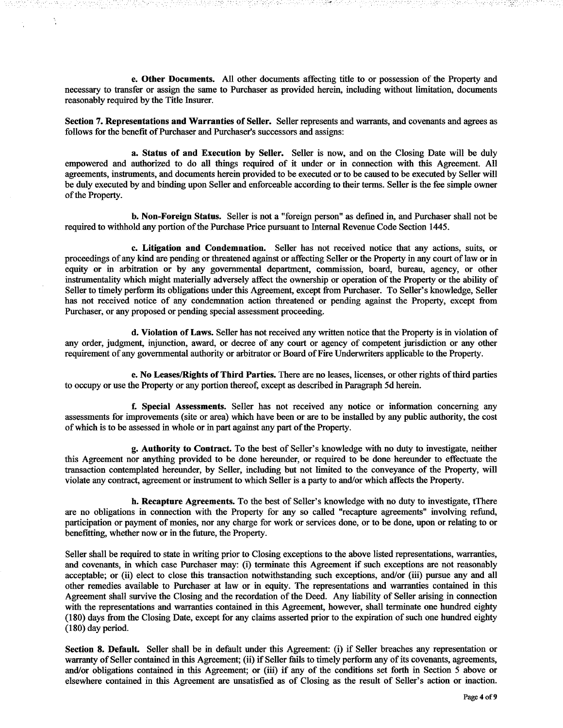**e. Other Documents.** All other documents affecting title to or possession of the Property and necessary to transfer or assign the same to Purchaser as provided herein, including without limitation, documents reasonably required by the Title Insurer.

**Section 7. Representations and Warranties of Seller.** Seller represents and warrants, and covenants and agrees as follows for the benefit of Purchaser and Purchaser's successors and assigns:

**a. Status of and Execution by Seller.** Seller is now, and on the Closing Date will be duly empowered and authorized to do all things required of it under or in connection with this Agreement. All agreements, instruments, and documents herein provided to be executed or to be caused to be executed by Seller will be duly executed by and binding upon Seller and enforceable according to their terms. Seller is the fee simple owner of the Property.

**b. Non-Foreign Status.** Seller is not a "foreign person" as defined in, and Purchaser shall not be required to withhold any portion of the Purchase Price pursuant to Internal Revenue Code Section 1445.

**c. Litigation and Condemnation.** Seller has not received notice that any actions, suits, or proceedings of any kind are pending or threatened against or affecting Seller or the Property in any court of law or in equity or in arbitration or by any governmental department, commission, board, bureau, agency, or other instrumentality which might materially adversely affect the ownership or operation of the Property or the ability of Seller to timely perform its obligations under this Agreement, except from Purchaser. To Seller's knowledge, Seller has not received notice of any condemnation action threatened or pending against the Property, except from Purchaser, or any proposed or pending special assessment proceeding.

**d. Violation of Laws.** Seller has not received any written notice that the Property is in violation of any order, judgment, injunction, award, or decree of any court or agency of competent jurisdiction or any other requirement of any governmental authority or arbitrator or Board of Fire Underwriters applicable to the Property.

**e. No Leases/Rights of Third Parties.** There are no leases, licenses, or other rights of third parties to occupy or use the Property or any portion thereof, except as described in Paragraph 5d herein.

**f. Special Assessments.** Seller has not received any notice or information concerning any assessments for improvements (site or area) which have been or are to be installed by any public authority, the cost of which is to be assessed in whole or in part against any part of the Property.

**g. Authority to Contract.** To the best of Seller's knowledge with no duty to investigate, neither this Agreement nor anything provided to be done hereunder, or required to be done hereunder to effectuate the transaction contemplated hereunder, by Seller, including but not limited to the conveyance of the Property, will violate any contract, agreement or instrument to which Seller is a party to and/or which affects the Property.

**h. Recapture Agreements.** To the best of Seller's knowledge with no duty to investigate, tThere are no obligations in connection with the Property for any so called "recapture agreements" involving refund, participation or payment of monies, nor any charge for work or services done, or to be done, upon or relating to or benefitting, whether now or in the future, the Property.

Seller shall be required to state in writing prior to Closing exceptions to the above listed representations, warranties, and covenants, in which case Purchaser may: (i) terminate this Agreement if such exceptions are not reasonably acceptable; or (ii) elect to close this transaction notwithstanding such exceptions, and/or (iii) pursue any and all other remedies available to Purchaser at law or in equity. The representations and warranties contained in this Agreement shall survive the Closing and the recordation of the Deed. Any liability of Seller arising in connection with the representations and warranties contained in this Agreement, however, shall terminate one hundred eighty (180) days from the Closing Date, except for any claims asserted prior to the expiration of such one hundred eighty (180) day period.

**Section 8. Default.** Seller shall be in default under this Agreement: (i) if Seller breaches any representation or warranty of Seller contained in this Agreement; (ii) if Seller fails to timely perform any of its covenants, agreements, and/or obligations contained in this Agreement; or (iii) if any of the conditions set forth in Section 5 above or elsewhere contained in this Agreement are unsatisfied as of Closing as the result of Seller's action or inaction.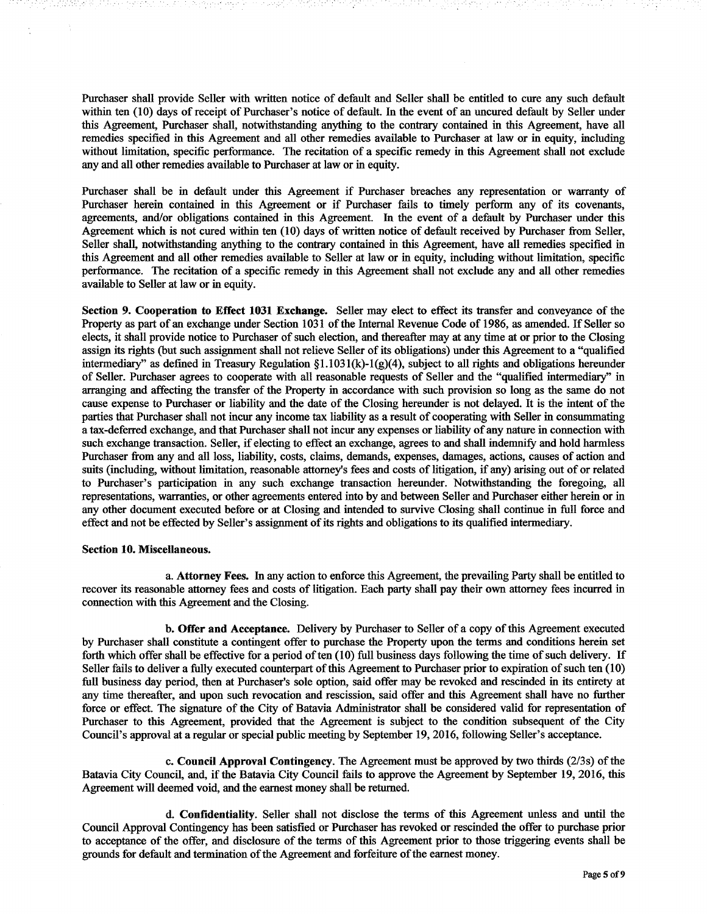Purchaser shall provide Seller with written notice of default and Seller shall be entitled to cure any such default within ten (10) days of receipt of Purchaser's notice of default. In the event of an uncured default by Seller under this Agreement, Purchaser shall, notwithstanding anything to the contrary contained in this Agreement, have all remedies specified in this Agreement and all other remedies available to Purchaser at law or in equity, including without limitation, specific performance. The recitation of a specific remedy in this Agreement shall not exclude any and all other remedies available to Purchaser at law or in equity.

Purchaser shall be in default under this Agreement if Purchaser breaches any representation or warranty of Purchaser herein contained in this Agreement or if Purchaser fails to timely perform any of its covenants, agreements, and/or obligations contained in this Agreement. In the event of a default by Purchaser under this Agreement which is not cured within ten (10) days of written notice of default received by Purchaser from Seller, Seller shall, notwithstanding anything to the contrary contained in this Agreement, have all remedies specified in this Agreement and all other remedies available to Seller at law or in equity, including without limitation, specific performance. The recitation of a specific remedy in this Agreement shall not exclude any and all other remedies available to Seller at law or in equity.

**Section 9. Cooperation to Effect 1031 Exchange.** Seller may elect to effect its transfer and conveyance of the Property as part of an exchange under Section 1031 of the Internal Revenue Code of 1986, as amended. If Seller so elects, it shall provide notice to Purchaser of such election, and thereafter may at any time at or prior to the Closing assign its rights (but such assignment shall not relieve Seller of its obligations) under this Agreement to a "qualified intermediary" as defined in Treasury Regulation §1.1031(k)-1(g)(4), subject to all rights and obligations hereunder of Seller. Purchaser agrees to cooperate with all reasonable requests of Seller and the "qualified intermediary" in arranging and affecting the transfer of the Property in accordance with such provision so long as the same do not cause expense to Purchaser or liability and the date of the Closing hereunder is not delayed. It is the intent of the parties that Purchaser shall not incur any income tax liability as a result of cooperating with Seller in consummating a tax-deferred exchange, and that Purchaser shall not incur any expenses or liability of any nature in connection with such exchange transaction. Seller, if electing to effect an exchange, agrees to and shall indemnify and hold harmless Purchaser from any and all loss, liability, costs, claims, demands, expenses, damages, actions, causes of action and suits (including, without limitation, reasonable attorney's fees and costs of litigation, if any) arising out of or related to Purchaser's participation in any such exchange transaction hereunder. Notwithstanding the foregoing, all representations, warranties, or other agreements entered into by and between Seller and Purchaser either herein or in any other document executed before or at Closing and intended to survive Closing shall continue in full force and effect and not be effected by Seller's assignment of its rights and obligations to its qualified intermediary.

**Section 10. Miscellaneous.**

a. **Attorney Fees.** In any action to enforce this Agreement, the prevailing Party shall be entitled to recover its reasonable attorney fees and costs of litigation. Each party shall pay their own attorney fees incurred in connection with this Agreement and the Closing.

b. **Offer and Acceptance.** Delivery by Purchaser to Seller of a copy of this Agreement executed by Purchaser shall constitute a contingent offer to purchase the Property upon the terms and conditions herein set forth which offer shall be effective for a period of ten (10) full business days following the time of such delivery. If Seller fails to deliver a fully executed counterpart of this Agreement to Purchaser prior to expiration of such ten (10) full business day period, then at Purchaser's sole option, said offer may be revoked and rescinded in its entirety at any time thereafter, and upon such revocation and rescission, said offer and this Agreement shall have no further force or effect. The signature of the City of Batavia Administrator shall be considered valid for representation of Purchaser to this Agreement, provided that the Agreement is subject to the condition subsequent of the City Council's approval at a regular or special public meeting by September 19, 2016, following Seller's acceptance.

c. **Council Approval Contingency.** The Agreement must be approved by two thirds (2/3s) of the Batavia City Council, and, if the Batavia City Council fails to approve the Agreement by September 19, 2016, this Agreement will deemed void, and the earnest money shall be returned.

d. **Confidentiality.** Seller shall not disclose the terms of this Agreement unless and until the Council Approval Contingency has been satisfied or Purchaser has revoked or rescinded the offer to purchase prior to acceptance of the offer, and disclosure of the terms of this Agreement prior to those triggering events shall be grounds for default and termination of the Agreement and forfeiture of the earnest money.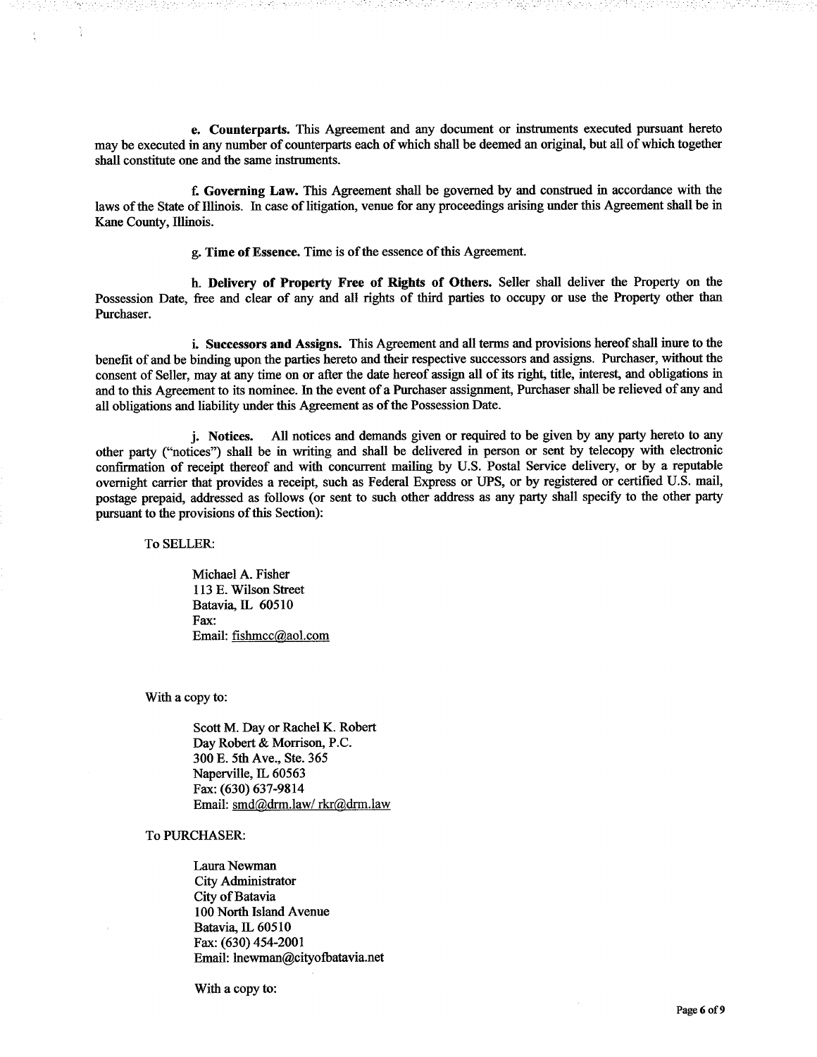**e. Counterparts.** This Agreement and any document or instruments executed pursuant hereto may be executed in any number of counterparts each of which shall be deemed an original, but all of which together shall constitute one and the same instruments.

**f. Governing Law.** This Agreement shall be governed by and construed in accordance with the laws of the State of Illinois. In case of litigation, venue for any proceedings arising under this Agreement shall be in Kane County, Illinois.

**g. Time of Essence.** Time is of the essence of this Agreement.

**h. Delivery of Property Free of Rights of Others.** Seller shall deliver the Property on the Possession Date, free and clear of any and all rights of third parties to occupy or use the Property other than Purchaser.

**i. Successors and Assigns.** This Agreement and all terms and provisions hereof shall inure to the benefit of and be binding upon the parties hereto and their respective successors and assigns. Purchaser, without the consent of Seller, may at any time on or after the date hereof assign all of its right, title, interest, and obligations in and to this Agreement to its nominee. In the event of a Purchaser assignment, Purchaser shall be relieved of any and all obligations and liability under this Agreement as of the Possession Date.

**j. Notices.** All notices and demands given or required to be given by any party hereto to any other party ("notices") shall be in writing and shall be delivered in person or sent by telecopy with electronic confirmation of receipt thereof and with concurrent mailing by U.S. Postal Service delivery, or by a reputable overnight carrier that provides a receipt, such as Federal Express or UPS, or by registered or certified U.S. mail, postage prepaid, addressed as follows (or sent to such other address as any party shall specify to the other party pursuant to the provisions of this Section):

To SELLER:

Michael A. Fisher
113 E. Wilson Street
Batavia, IL 60510
Fax:
Email: fishmcc@aol.com

With a copy to:

Scott M. Day or Rachel K. Robert
Day Robert & Morrison, P.C.
300 E. 5th Ave., Ste. 365
Naperville, IL 60563
Fax: (630) 637-9814
Email: smd@drm.law/ rkr@drm.law

To PURCHASER:

Laura Newman
City Administrator
City of Batavia
100 North Island Avenue
Batavia, IL 60510
Fax: (630) 454-2001
Email: lnewman@cityofbatavia.net

With a copy to: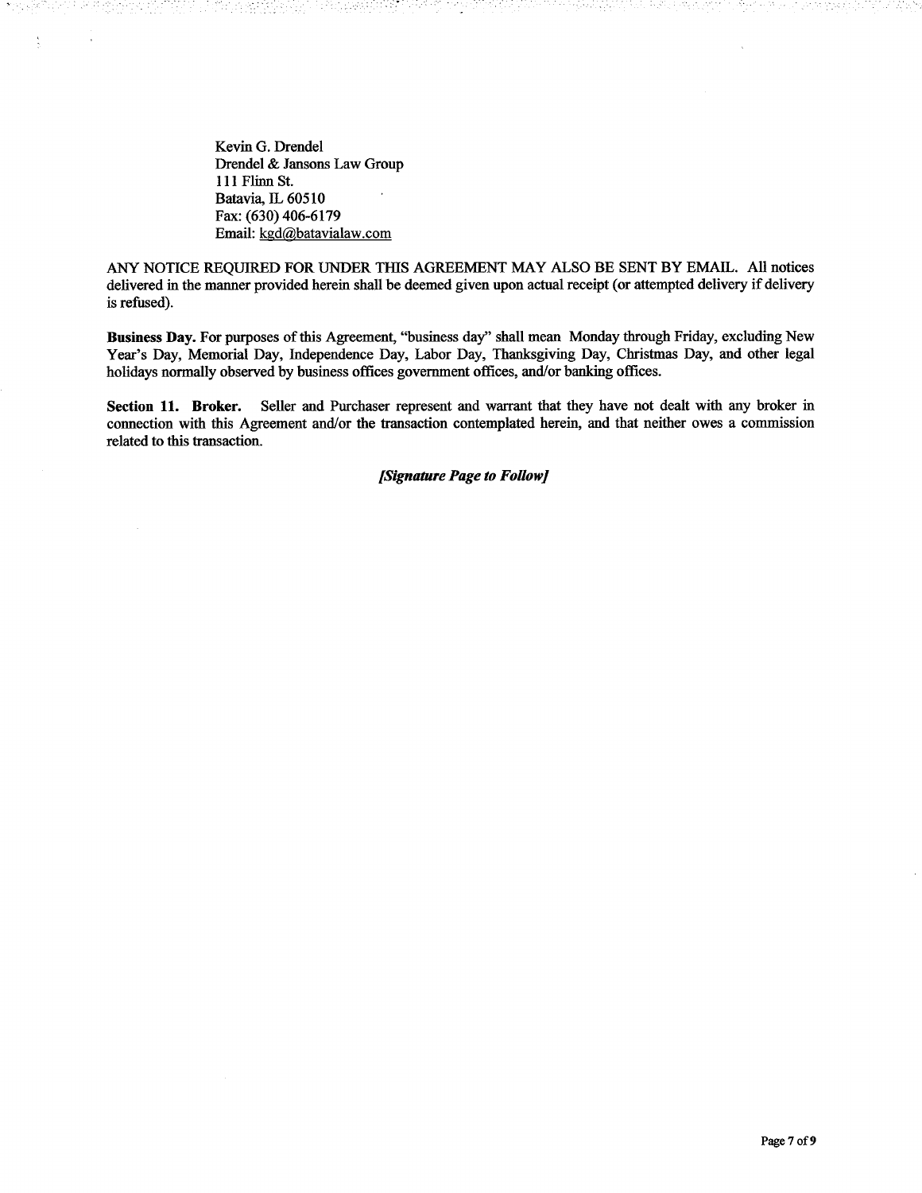Kevin G. Drendel
Drendel & Jansons Law Group
111 Flinn St.
Batavia, IL 60510
Fax: (630) 406-6179
Email: kgd@bataviallaw.com

ANY NOTICE REQUIRED FOR UNDER THIS AGREEMENT MAY ALSO BE SENT BY EMAIL. All notices delivered in the manner provided herein shall be deemed given upon actual receipt (or attempted delivery if delivery is refused).

**Business Day.** For purposes of this Agreement, "business day" shall mean Monday through Friday, excluding New Year's Day, Memorial Day, Independence Day, Labor Day, Thanksgiving Day, Christmas Day, and other legal holidays normally observed by business offices government offices, and/or banking offices.

**Section 11. Broker.** Seller and Purchaser represent and warrant that they have not dealt with any broker in connection with this Agreement and/or the transaction contemplated herein, and that neither owes a commission related to this transaction.

***[Signature Page to Follow]***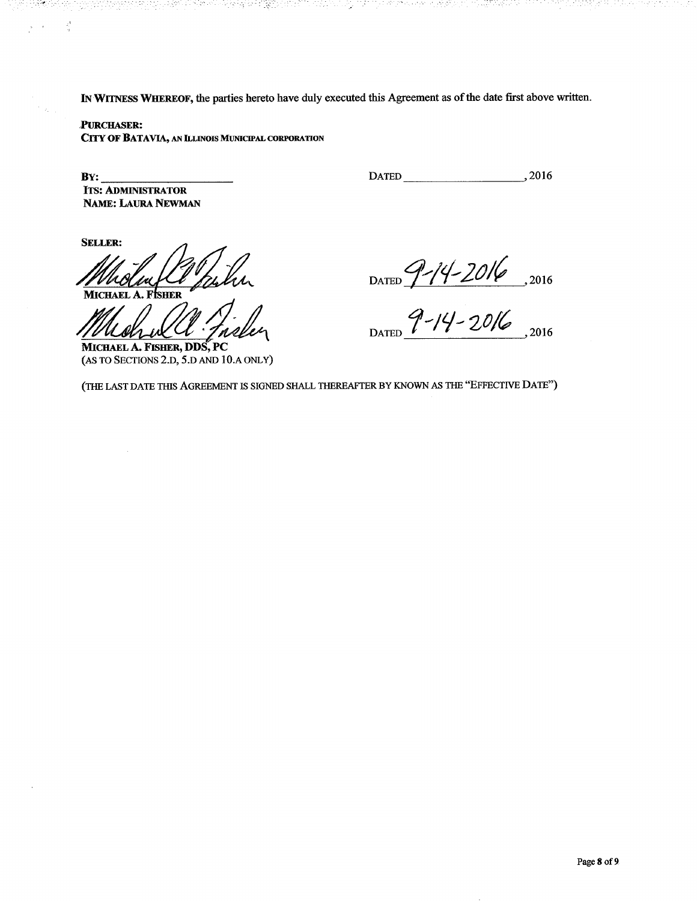**In Witness Whereof,** the parties hereto have duly executed this Agreement as of the date first above written.

**Purchaser:**
**City of Batavia, an Illinois Municipal corporation**

**By:** ______________________
**Its: Administrator**
**Name: Laura Newman**

Dated ____________________, 2016

**Seller:**

**Michael A. Fisher**

Dated 9-14-2016, 2016

**Michael A. Fisher, DDS, PC**
(As to Sections 2.D, 5.D and 10.A only)

Dated 9-14-2016, 2016

(The last date this Agreement is signed shall thereafter by known as the "Effective Date")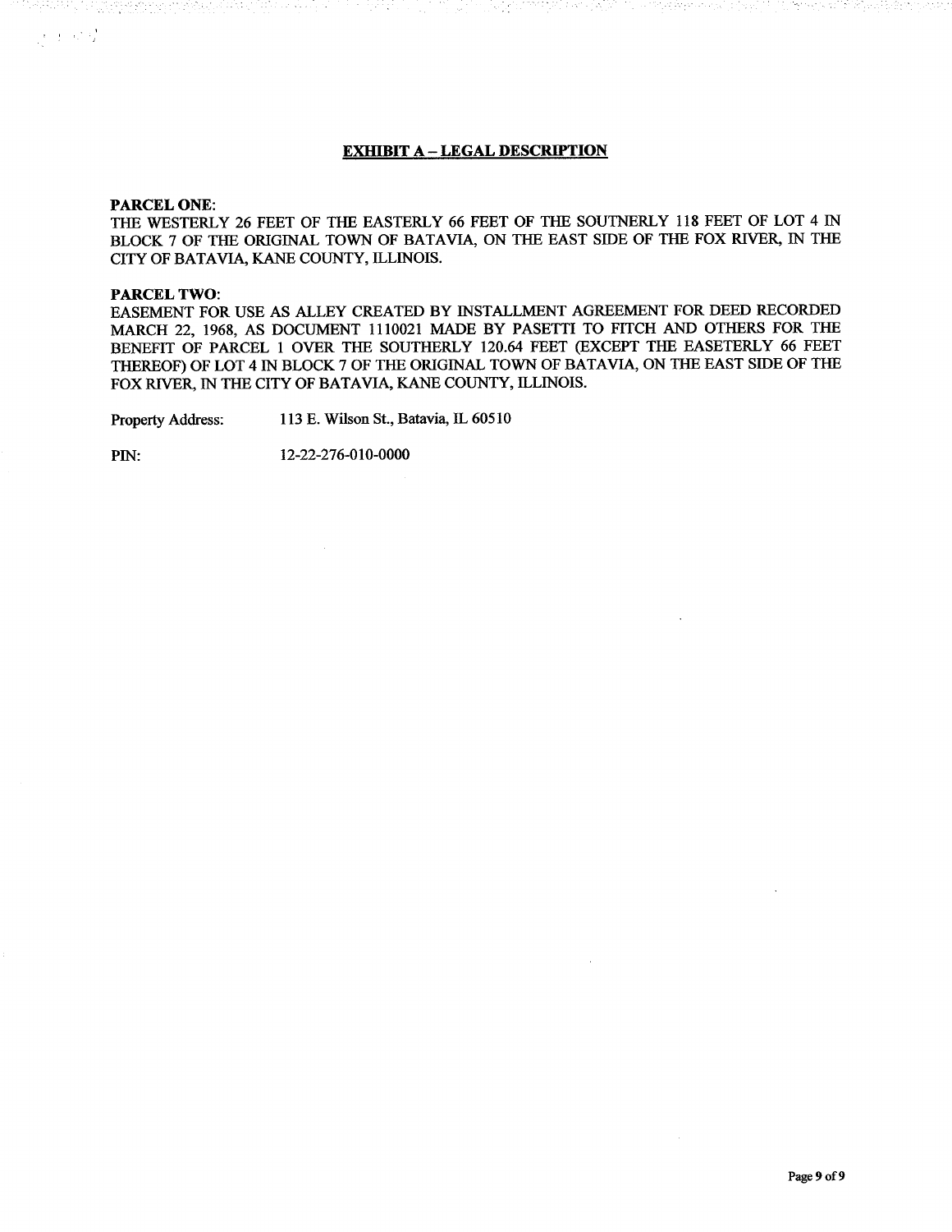## EXHIBIT A – LEGAL DESCRIPTION

**PARCEL ONE:**
THE WESTERLY 26 FEET OF THE EASTERLY 66 FEET OF THE SOUTNERLY 118 FEET OF LOT 4 IN BLOCK 7 OF THE ORIGINAL TOWN OF BATAVIA, ON THE EAST SIDE OF THE FOX RIVER, IN THE CITY OF BATAVIA, KANE COUNTY, ILLINOIS.

**PARCEL TWO:**
EASEMENT FOR USE AS ALLEY CREATED BY INSTALLMENT AGREEMENT FOR DEED RECORDED MARCH 22, 1968, AS DOCUMENT 1110021 MADE BY PASETTI TO FITCH AND OTHERS FOR THE BENEFIT OF PARCEL 1 OVER THE SOUTHERLY 120.64 FEET (EXCEPT THE EASETERLY 66 FEET THEREOF) OF LOT 4 IN BLOCK 7 OF THE ORIGINAL TOWN OF BATAVIA, ON THE EAST SIDE OF THE FOX RIVER, IN THE CITY OF BATAVIA, KANE COUNTY, ILLINOIS.

Property Address: 113 E. Wilson St., Batavia, IL 60510

PIN: 12-22-276-010-0000